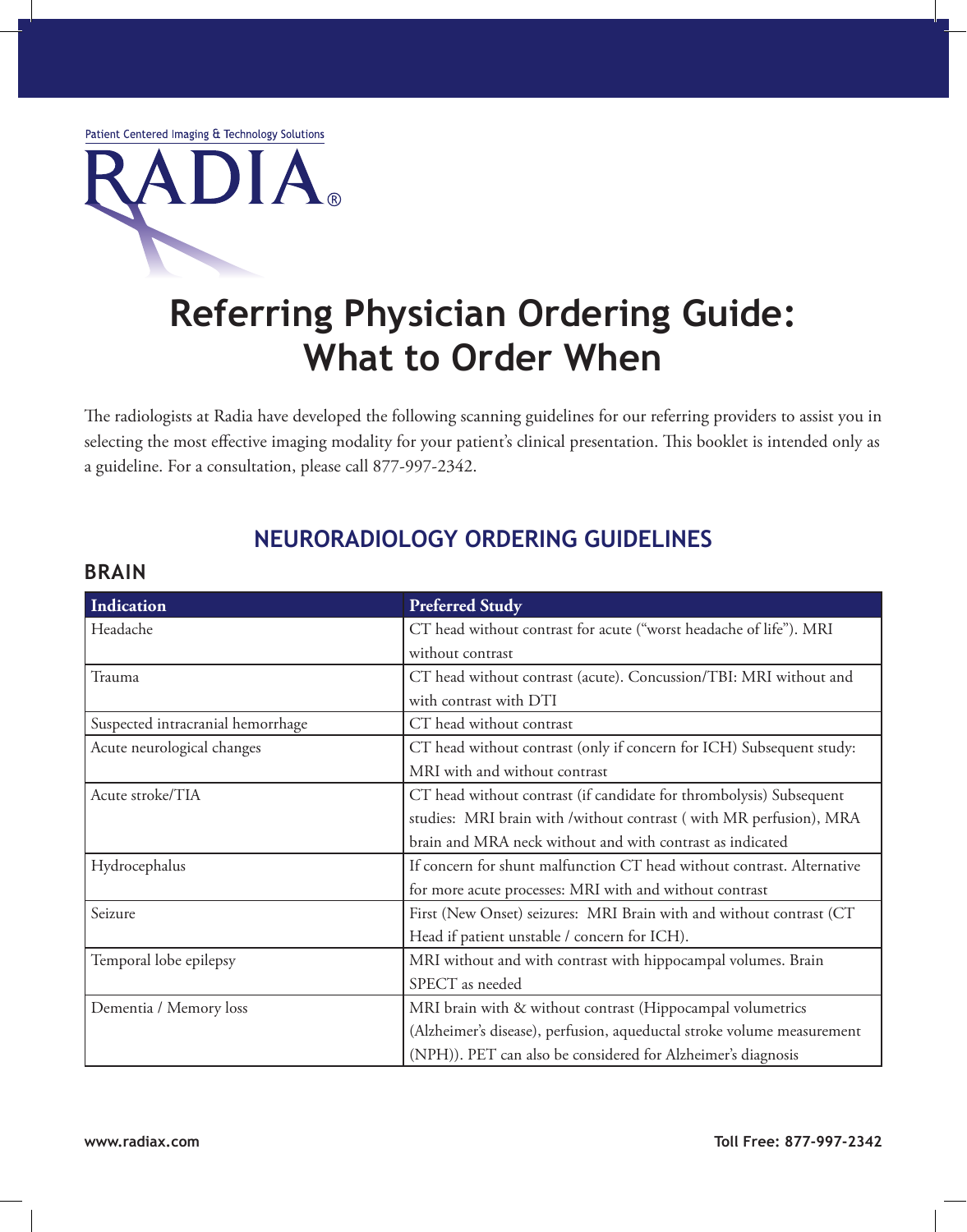Patient Centered Imaging & Technology Solutions

RADIA®

# Referring Physician Ordering Guide: What to Order When

The radiologists at Radia have developed the following scanning guidelines for our referring providers to assist you in selecting the most effective imaging modality for your patient's clinical presentation. This booklet is intended only as a guideline. For a consultation, please call 877-997-2342.

## NEURORADIOLOGY ORDERING GUIDELINES

### BRAIN

| Indication | Preferred Study |
| --- | --- |
| Headache | CT head without contrast for acute ("worst headache of life"). MRI without contrast |
| Trauma | CT head without contrast (acute). Concussion/TBI: MRI without and with contrast with DTI |
| Suspected intracranial hemorrhage | CT head without contrast |
| Acute neurological changes | CT head without contrast (only if concern for ICH) Subsequent study: MRI with and without contrast |
| Acute stroke/TIA | CT head without contrast (if candidate for thrombolysis) Subsequent studies: MRI brain with /without contrast ( with MR perfusion), MRA brain and MRA neck without and with contrast as indicated |
| Hydrocephalus | If concern for shunt malfunction CT head without contrast. Alternative for more acute processes: MRI with and without contrast |
| Seizure | First (New Onset) seizures: MRI Brain with and without contrast (CT Head if patient unstable / concern for ICH). |
| Temporal lobe epilepsy | MRI without and with contrast with hippocampal volumes. Brain SPECT as needed |
| Dementia / Memory loss | MRI brain with & without contrast (Hippocampal volumetrics (Alzheimer's disease), perfusion, aqueductal stroke volume measurement (NPH)). PET can also be considered for Alzheimer's diagnosis |

www.radiax.com Toll Free: 877-997-2342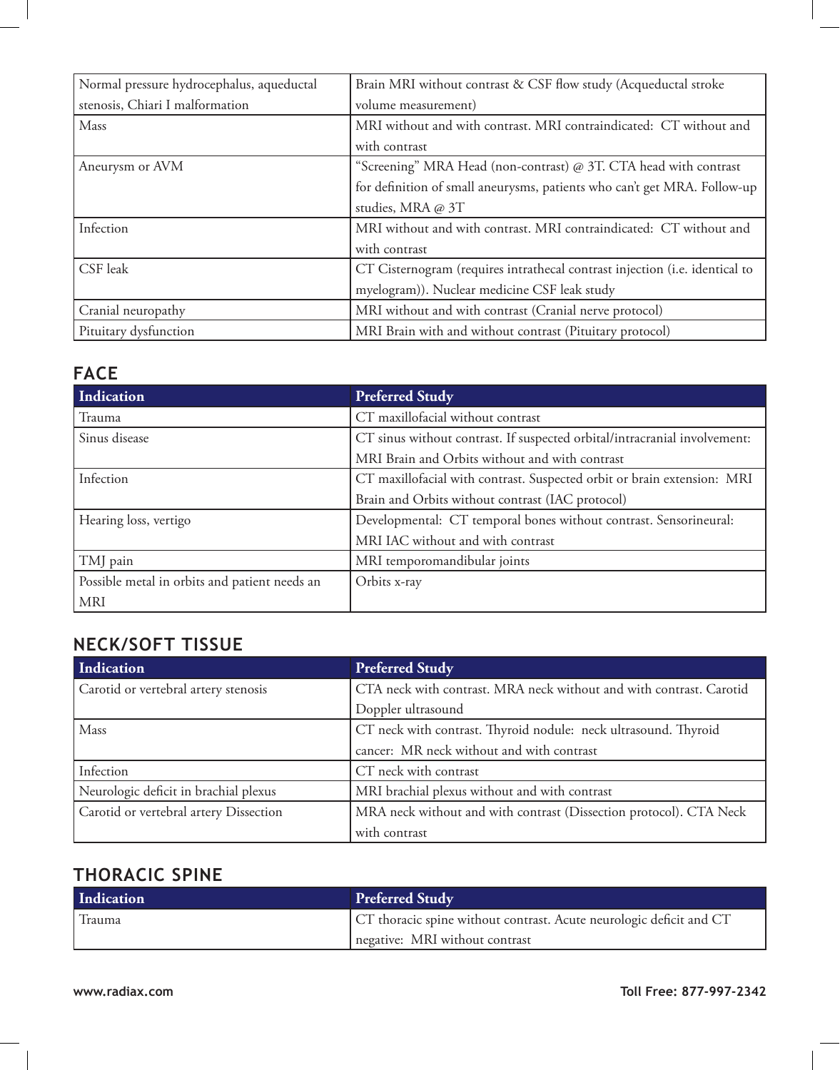| | |
|---|---|
| Normal pressure hydrocephalus, aqueductal stenosis, Chiari I malformation | Brain MRI without contrast & CSF flow study (Acqueductal stroke volume measurement) |
| Mass | MRI without and with contrast. MRI contraindicated: CT without and with contrast |
| Aneurysm or AVM | "Screening" MRA Head (non-contrast) @ 3T. CTA head with contrast for definition of small aneurysms, patients who can't get MRA. Follow-up studies, MRA @ 3T |
| Infection | MRI without and with contrast. MRI contraindicated: CT without and with contrast |
| CSF leak | CT Cisternogram (requires intrathecal contrast injection (i.e. identical to myelogram)). Nuclear medicine CSF leak study |
| Cranial neuropathy | MRI without and with contrast (Cranial nerve protocol) |
| Pituitary dysfunction | MRI Brain with and without contrast (Pituitary protocol) |

## FACE

| Indication | Preferred Study |
|---|---|
| Trauma | CT maxillofacial without contrast |
| Sinus disease | CT sinus without contrast. If suspected orbital/intracranial involvement: MRI Brain and Orbits without and with contrast |
| Infection | CT maxillofacial with contrast. Suspected orbit or brain extension: MRI Brain and Orbits without contrast (IAC protocol) |
| Hearing loss, vertigo | Developmental: CT temporal bones without contrast. Sensorineural: MRI IAC without and with contrast |
| TMJ pain | MRI temporomandibular joints |
| Possible metal in orbits and patient needs an MRI | Orbits x-ray |

## NECK/SOFT TISSUE

| Indication | Preferred Study |
|---|---|
| Carotid or vertebral artery stenosis | CTA neck with contrast. MRA neck without and with contrast. Carotid Doppler ultrasound |
| Mass | CT neck with contrast. Thyroid nodule: neck ultrasound. Thyroid cancer: MR neck without and with contrast |
| Infection | CT neck with contrast |
| Neurologic deficit in brachial plexus | MRI brachial plexus without and with contrast |
| Carotid or vertebral artery Dissection | MRA neck without and with contrast (Dissection protocol). CTA Neck with contrast |

## THORACIC SPINE

| Indication | Preferred Study |
|---|---|
| Trauma | CT thoracic spine without contrast. Acute neurologic deficit and CT negative: MRI without contrast |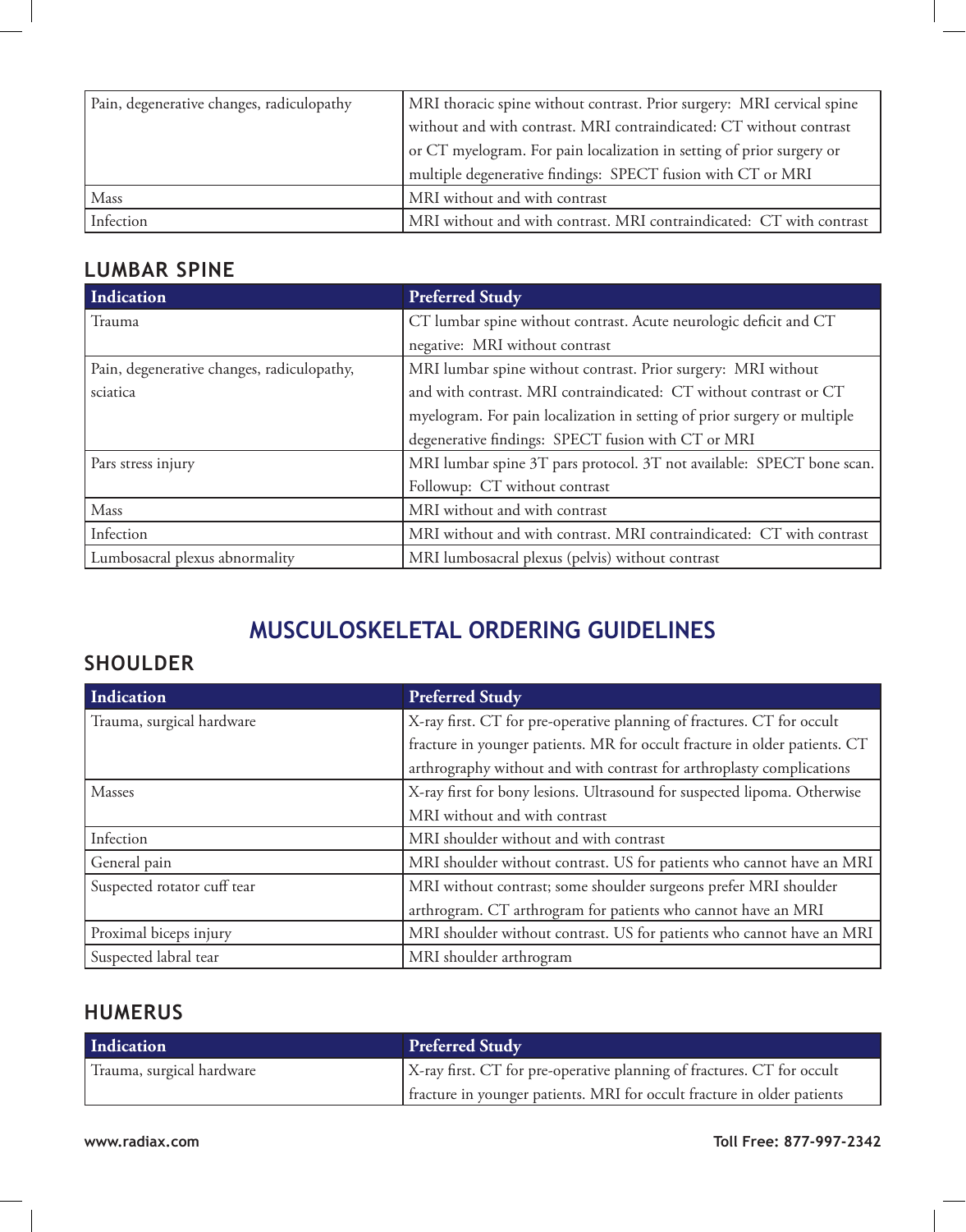| Pain, degenerative changes, radiculopathy | MRI thoracic spine without contrast. Prior surgery: MRI cervical spine without and with contrast. MRI contraindicated: CT without contrast or CT myelogram. For pain localization in setting of prior surgery or multiple degenerative findings: SPECT fusion with CT or MRI |
|---|---|
| Mass | MRI without and with contrast |
| Infection | MRI without and with contrast. MRI contraindicated: CT with contrast |

## LUMBAR SPINE

| Indication | Preferred Study |
|---|---|
| Trauma | CT lumbar spine without contrast. Acute neurologic deficit and CT negative: MRI without contrast |
| Pain, degenerative changes, radiculopathy, sciatica | MRI lumbar spine without contrast. Prior surgery: MRI without and with contrast. MRI contraindicated: CT without contrast or CT myelogram. For pain localization in setting of prior surgery or multiple degenerative findings: SPECT fusion with CT or MRI |
| Pars stress injury | MRI lumbar spine 3T pars protocol. 3T not available: SPECT bone scan. Followup: CT without contrast |
| Mass | MRI without and with contrast |
| Infection | MRI without and with contrast. MRI contraindicated: CT with contrast |
| Lumbosacral plexus abnormality | MRI lumbosacral plexus (pelvis) without contrast |

# MUSCULOSKELETAL ORDERING GUIDELINES

## SHOULDER

| Indication | Preferred Study |
|---|---|
| Trauma, surgical hardware | X-ray first. CT for pre-operative planning of fractures. CT for occult fracture in younger patients. MR for occult fracture in older patients. CT arthrography without and with contrast for arthroplasty complications |
| Masses | X-ray first for bony lesions. Ultrasound for suspected lipoma. Otherwise MRI without and with contrast |
| Infection | MRI shoulder without and with contrast |
| General pain | MRI shoulder without contrast. US for patients who cannot have an MRI |
| Suspected rotator cuff tear | MRI without contrast; some shoulder surgeons prefer MRI shoulder arthrogram. CT arthrogram for patients who cannot have an MRI |
| Proximal biceps injury | MRI shoulder without contrast. US for patients who cannot have an MRI |
| Suspected labral tear | MRI shoulder arthrogram |

## HUMERUS

| Indication | Preferred Study |
|---|---|
| Trauma, surgical hardware | X-ray first. CT for pre-operative planning of fractures. CT for occult fracture in younger patients. MRI for occult fracture in older patients |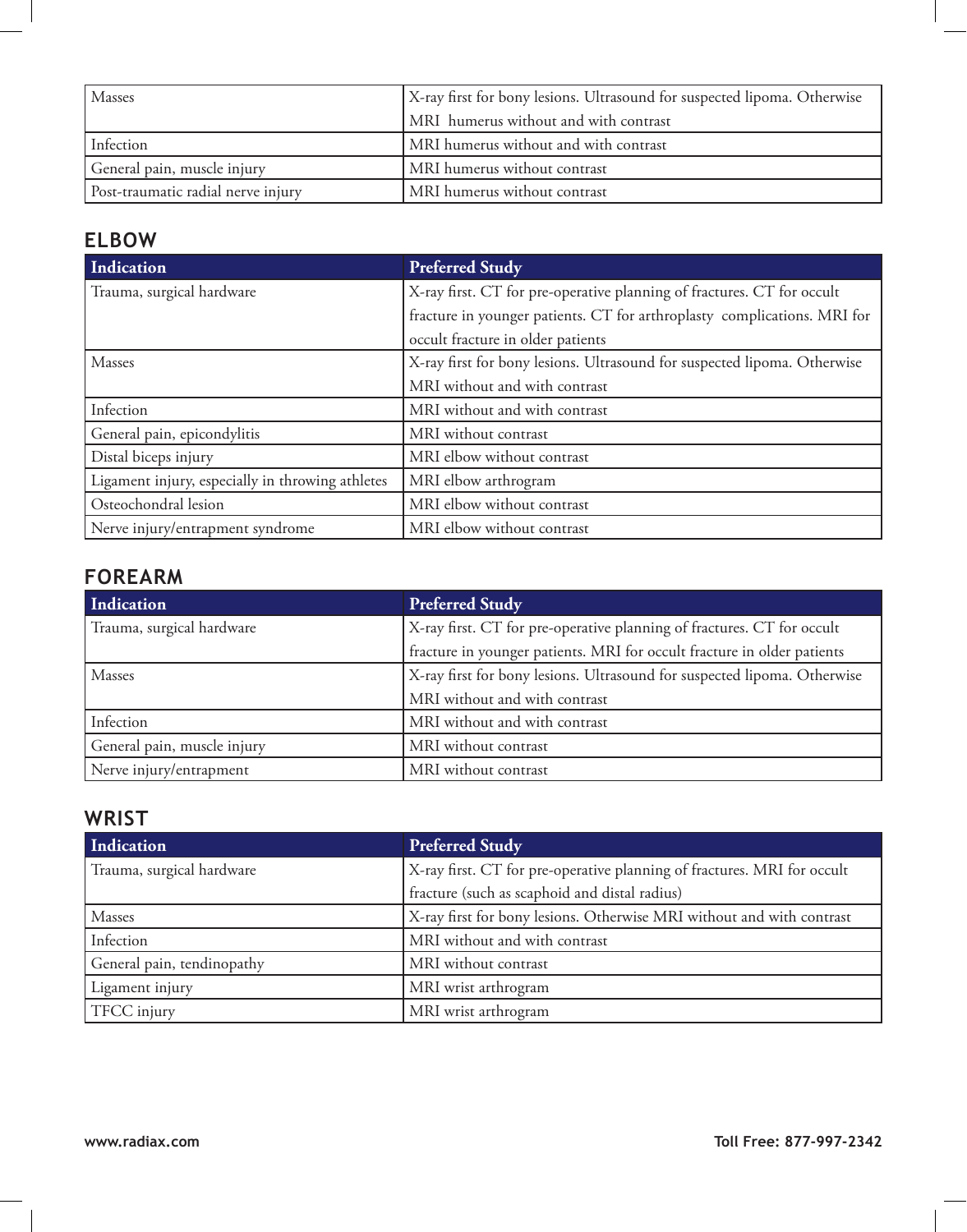| | |
|---|---|
| Masses | X-ray first for bony lesions. Ultrasound for suspected lipoma. Otherwise MRI humerus without and with contrast |
| Infection | MRI humerus without and with contrast |
| General pain, muscle injury | MRI humerus without contrast |
| Post-traumatic radial nerve injury | MRI humerus without contrast |

## ELBOW

| Indication | Preferred Study |
|---|---|
| Trauma, surgical hardware | X-ray first. CT for pre-operative planning of fractures. CT for occult fracture in younger patients. CT for arthroplasty complications. MRI for occult fracture in older patients |
| Masses | X-ray first for bony lesions. Ultrasound for suspected lipoma. Otherwise MRI without and with contrast |
| Infection | MRI without and with contrast |
| General pain, epicondylitis | MRI without contrast |
| Distal biceps injury | MRI elbow without contrast |
| Ligament injury, especially in throwing athletes | MRI elbow arthrogram |
| Osteochondral lesion | MRI elbow without contrast |
| Nerve injury/entrapment syndrome | MRI elbow without contrast |

## FOREARM

| Indication | Preferred Study |
|---|---|
| Trauma, surgical hardware | X-ray first. CT for pre-operative planning of fractures. CT for occult fracture in younger patients. MRI for occult fracture in older patients |
| Masses | X-ray first for bony lesions. Ultrasound for suspected lipoma. Otherwise MRI without and with contrast |
| Infection | MRI without and with contrast |
| General pain, muscle injury | MRI without contrast |
| Nerve injury/entrapment | MRI without contrast |

## WRIST

| Indication | Preferred Study |
|---|---|
| Trauma, surgical hardware | X-ray first. CT for pre-operative planning of fractures. MRI for occult fracture (such as scaphoid and distal radius) |
| Masses | X-ray first for bony lesions. Otherwise MRI without and with contrast |
| Infection | MRI without and with contrast |
| General pain, tendinopathy | MRI without contrast |
| Ligament injury | MRI wrist arthrogram |
| TFCC injury | MRI wrist arthrogram |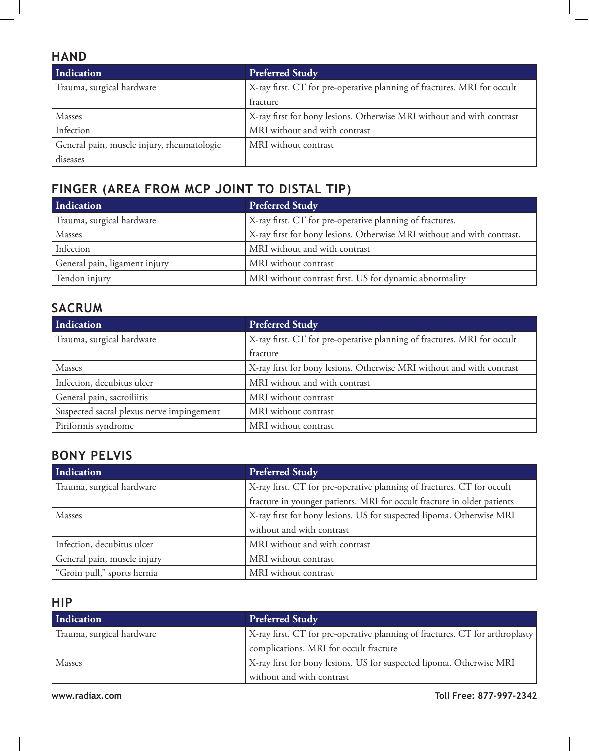## HAND

| Indication | Preferred Study |
|---|---|
| Trauma, surgical hardware | X-ray first. CT for pre-operative planning of fractures. MRI for occult fracture |
| Masses | X-ray first for bony lesions. Otherwise MRI without and with contrast |
| Infection | MRI without and with contrast |
| General pain, muscle injury, rheumatologic diseases | MRI without contrast |

## FINGER (AREA FROM MCP JOINT TO DISTAL TIP)

| Indication | Preferred Study |
|---|---|
| Trauma, surgical hardware | X-ray first. CT for pre-operative planning of fractures. |
| Masses | X-ray first for bony lesions. Otherwise MRI without and with contrast. |
| Infection | MRI without and with contrast |
| General pain, ligament injury | MRI without contrast |
| Tendon injury | MRI without contrast first. US for dynamic abnormality |

## SACRUM

| Indication | Preferred Study |
|---|---|
| Trauma, surgical hardware | X-ray first. CT for pre-operative planning of fractures. MRI for occult fracture |
| Masses | X-ray first for bony lesions. Otherwise MRI without and with contrast |
| Infection, decubitus ulcer | MRI without and with contrast |
| General pain, sacroiliitis | MRI without contrast |
| Suspected sacral plexus nerve impingement | MRI without contrast |
| Piriformis syndrome | MRI without contrast |

## BONY PELVIS

| Indication | Preferred Study |
|---|---|
| Trauma, surgical hardware | X-ray first. CT for pre-operative planning of fractures. CT for occult fracture in younger patients. MRI for occult fracture in older patients |
| Masses | X-ray first for bony lesions. US for suspected lipoma. Otherwise MRI without and with contrast |
| Infection, decubitus ulcer | MRI without and with contrast |
| General pain, muscle injury | MRI without contrast |
| "Groin pull," sports hernia | MRI without contrast |

## HIP

| Indication | Preferred Study |
|---|---|
| Trauma, surgical hardware | X-ray first. CT for pre-operative planning of fractures. CT for arthroplasty complications. MRI for occult fracture |
| Masses | X-ray first for bony lesions. US for suspected lipoma. Otherwise MRI without and with contrast |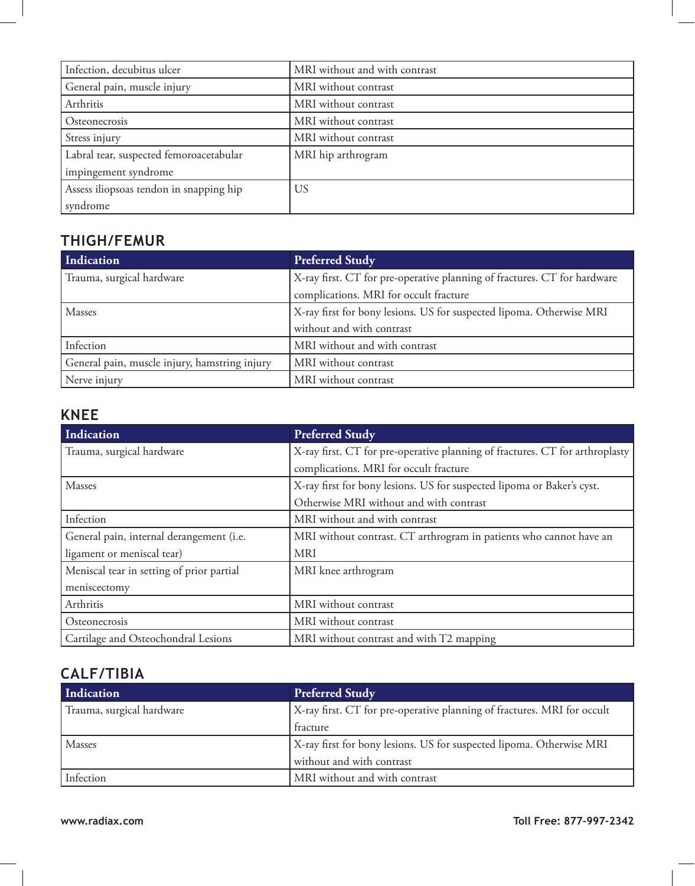| | |
|---|---|
| Infection, decubitus ulcer | MRI without and with contrast |
| General pain, muscle injury | MRI without contrast |
| Arthritis | MRI without contrast |
| Osteonecrosis | MRI without contrast |
| Stress injury | MRI without contrast |
| Labral tear, suspected femoroacetabular impingement syndrome | MRI hip arthrogram |
| Assess iliopsoas tendon in snapping hip syndrome | US |

## THIGH/FEMUR

| Indication | Preferred Study |
|---|---|
| Trauma, surgical hardware | X-ray first. CT for pre-operative planning of fractures. CT for hardware complications. MRI for occult fracture |
| Masses | X-ray first for bony lesions. US for suspected lipoma. Otherwise MRI without and with contrast |
| Infection | MRI without and with contrast |
| General pain, muscle injury, hamstring injury | MRI without contrast |
| Nerve injury | MRI without contrast |

## KNEE

| Indication | Preferred Study |
|---|---|
| Trauma, surgical hardware | X-ray first. CT for pre-operative planning of fractures. CT for arthroplasty complications. MRI for occult fracture |
| Masses | X-ray first for bony lesions. US for suspected lipoma or Baker's cyst. Otherwise MRI without and with contrast |
| Infection | MRI without and with contrast |
| General pain, internal derangement (i.e. ligament or meniscal tear) | MRI without contrast. CT arthrogram in patients who cannot have an MRI |
| Meniscal tear in setting of prior partial meniscectomy | MRI knee arthrogram |
| Arthritis | MRI without contrast |
| Osteonecrosis | MRI without contrast |
| Cartilage and Osteochondral Lesions | MRI without contrast and with T2 mapping |

## CALF/TIBIA

| Indication | Preferred Study |
|---|---|
| Trauma, surgical hardware | X-ray first. CT for pre-operative planning of fractures. MRI for occult fracture |
| Masses | X-ray first for bony lesions. US for suspected lipoma. Otherwise MRI without and with contrast |
| Infection | MRI without and with contrast |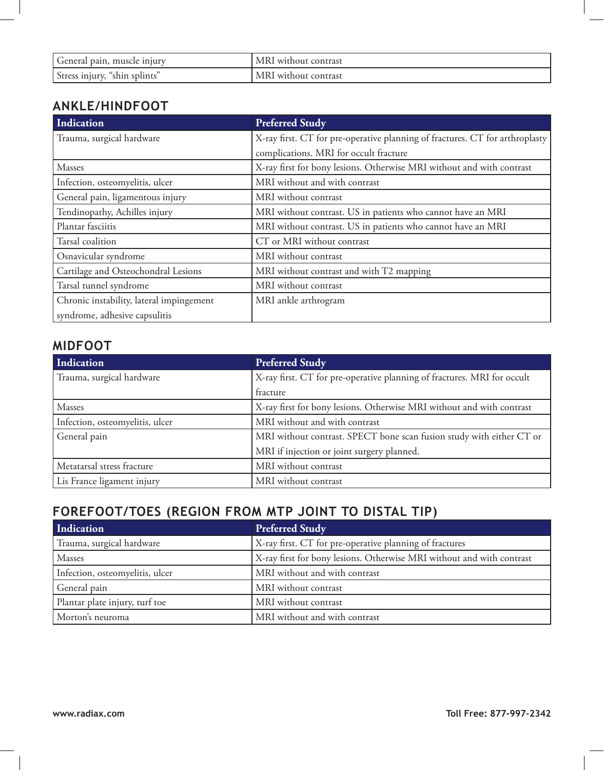| General pain, muscle injury | MRI without contrast |
| --- | --- |
| Stress injury, "shin splints" | MRI without contrast |

## ANKLE/HINDFOOT

| Indication | Preferred Study |
| --- | --- |
| Trauma, surgical hardware | X-ray first. CT for pre-operative planning of fractures. CT for arthroplasty complications. MRI for occult fracture |
| Masses | X-ray first for bony lesions. Otherwise MRI without and with contrast |
| Infection, osteomyelitis, ulcer | MRI without and with contrast |
| General pain, ligamentous injury | MRI without contrast |
| Tendinopathy, Achilles injury | MRI without contrast. US in patients who cannot have an MRI |
| Plantar fasciitis | MRI without contrast. US in patients who cannot have an MRI |
| Tarsal coalition | CT or MRI without contrast |
| Osnavicular syndrome | MRI without contrast |
| Cartilage and Osteochondral Lesions | MRI without contrast and with T2 mapping |
| Tarsal tunnel syndrome | MRI without contrast |
| Chronic instability, lateral impingement syndrome, adhesive capsulitis | MRI ankle arthrogram |

## MIDFOOT

| Indication | Preferred Study |
| --- | --- |
| Trauma, surgical hardware | X-ray first. CT for pre-operative planning of fractures. MRI for occult fracture |
| Masses | X-ray first for bony lesions. Otherwise MRI without and with contrast |
| Infection, osteomyelitis, ulcer | MRI without and with contrast |
| General pain | MRI without contrast. SPECT bone scan fusion study with either CT or MRI if injection or joint surgery planned. |
| Metatarsal stress fracture | MRI without contrast |
| Lis France ligament injury | MRI without contrast |

## FOREFOOT/TOES (REGION FROM MTP JOINT TO DISTAL TIP)

| Indication | Preferred Study |
| --- | --- |
| Trauma, surgical hardware | X-ray first. CT for pre-operative planning of fractures |
| Masses | X-ray first for bony lesions. Otherwise MRI without and with contrast |
| Infection, osteomyelitis, ulcer | MRI without and with contrast |
| General pain | MRI without contrast |
| Plantar plate injury, turf toe | MRI without contrast |
| Morton's neuroma | MRI without and with contrast |

**www.radiax.com** **Toll Free: 877-997-2342**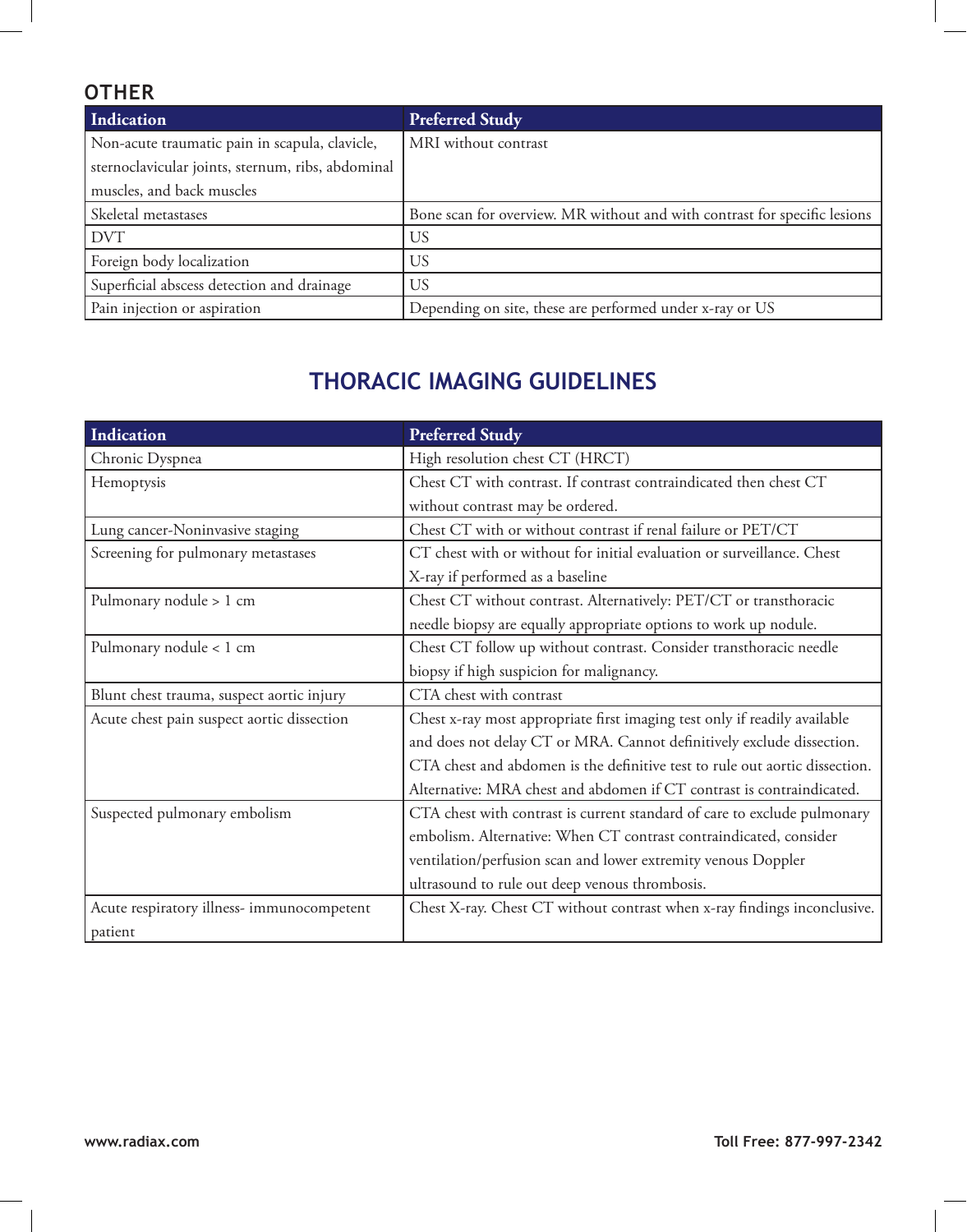## OTHER

| Indication | Preferred Study |
| --- | --- |
| Non-acute traumatic pain in scapula, clavicle, sternoclavicular joints, sternum, ribs, abdominal muscles, and back muscles | MRI without contrast |
| Skeletal metastases | Bone scan for overview. MR without and with contrast for specific lesions |
| DVT | US |
| Foreign body localization | US |
| Superficial abscess detection and drainage | US |
| Pain injection or aspiration | Depending on site, these are performed under x-ray or US |

# THORACIC IMAGING GUIDELINES

| Indication | Preferred Study |
| --- | --- |
| Chronic Dyspnea | High resolution chest CT (HRCT) |
| Hemoptysis | Chest CT with contrast. If contrast contraindicated then chest CT without contrast may be ordered. |
| Lung cancer-Noninvasive staging | Chest CT with or without contrast if renal failure or PET/CT |
| Screening for pulmonary metastases | CT chest with or without for initial evaluation or surveillance. Chest X-ray if performed as a baseline |
| Pulmonary nodule > 1 cm | Chest CT without contrast. Alternatively: PET/CT or transthoracic needle biopsy are equally appropriate options to work up nodule. |
| Pulmonary nodule < 1 cm | Chest CT follow up without contrast. Consider transthoracic needle biopsy if high suspicion for malignancy. |
| Blunt chest trauma, suspect aortic injury | CTA chest with contrast |
| Acute chest pain suspect aortic dissection | Chest x-ray most appropriate first imaging test only if readily available and does not delay CT or MRA. Cannot definitively exclude dissection. CTA chest and abdomen is the definitive test to rule out aortic dissection. Alternative: MRA chest and abdomen if CT contrast is contraindicated. |
| Suspected pulmonary embolism | CTA chest with contrast is current standard of care to exclude pulmonary embolism. Alternative: When CT contrast contraindicated, consider ventilation/perfusion scan and lower extremity venous Doppler ultrasound to rule out deep venous thrombosis. |
| Acute respiratory illness- immunocompetent patient | Chest X-ray. Chest CT without contrast when x-ray findings inconclusive. |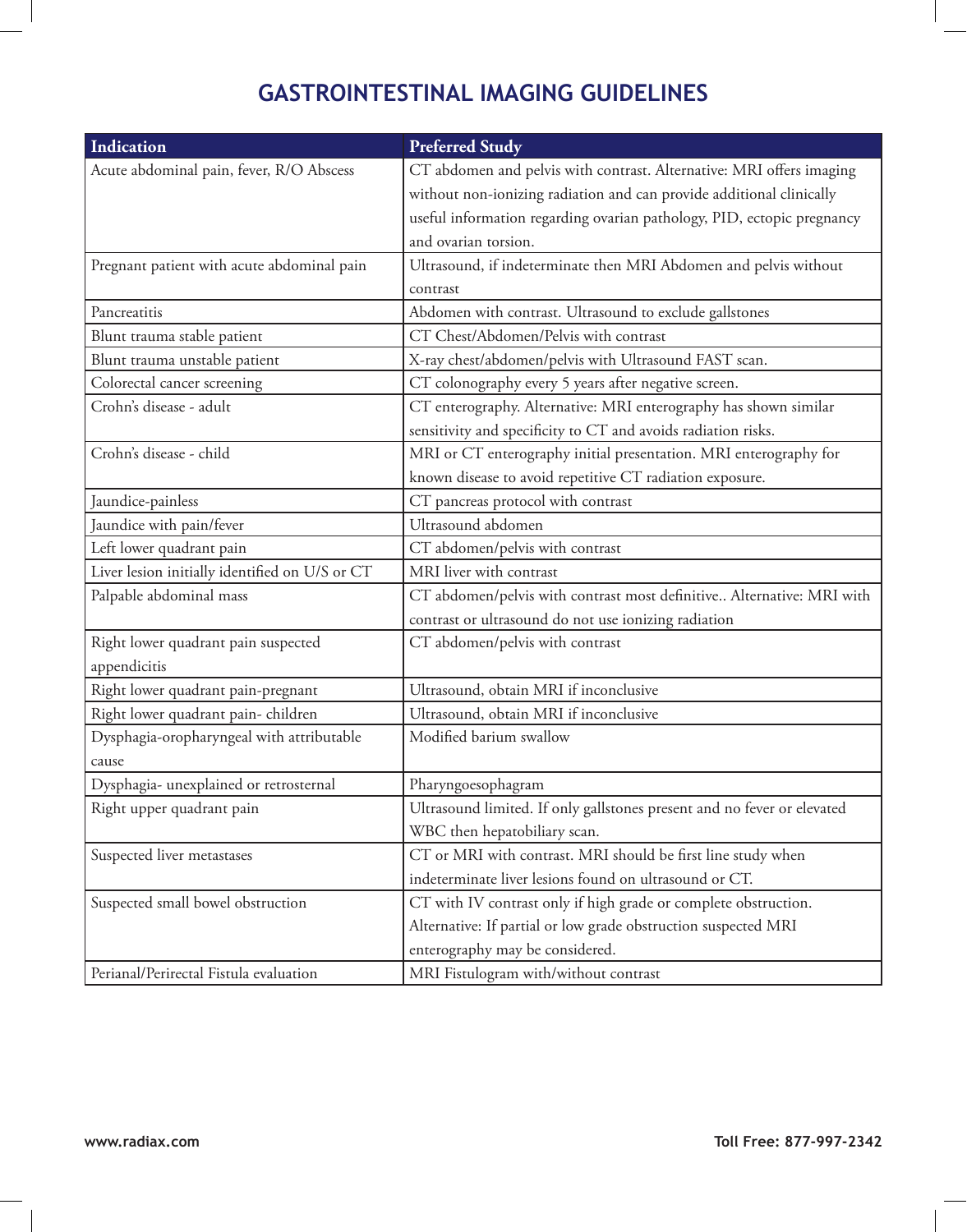# GASTROINTESTINAL IMAGING GUIDELINES

| Indication | Preferred Study |
|---|---|
| Acute abdominal pain, fever, R/O Abscess | CT abdomen and pelvis with contrast. Alternative: MRI offers imaging without non-ionizing radiation and can provide additional clinically useful information regarding ovarian pathology, PID, ectopic pregnancy and ovarian torsion. |
| Pregnant patient with acute abdominal pain | Ultrasound, if indeterminate then MRI Abdomen and pelvis without contrast |
| Pancreatitis | Abdomen with contrast. Ultrasound to exclude gallstones |
| Blunt trauma stable patient | CT Chest/Abdomen/Pelvis with contrast |
| Blunt trauma unstable patient | X-ray chest/abdomen/pelvis with Ultrasound FAST scan. |
| Colorectal cancer screening | CT colonography every 5 years after negative screen. |
| Crohn's disease - adult | CT enterography. Alternative: MRI enterography has shown similar sensitivity and specificity to CT and avoids radiation risks. |
| Crohn's disease - child | MRI or CT enterography initial presentation. MRI enterography for known disease to avoid repetitive CT radiation exposure. |
| Jaundice-painless | CT pancreas protocol with contrast |
| Jaundice with pain/fever | Ultrasound abdomen |
| Left lower quadrant pain | CT abdomen/pelvis with contrast |
| Liver lesion initially identified on U/S or CT | MRI liver with contrast |
| Palpable abdominal mass | CT abdomen/pelvis with contrast most definitive.. Alternative: MRI with contrast or ultrasound do not use ionizing radiation |
| Right lower quadrant pain suspected appendicitis | CT abdomen/pelvis with contrast |
| Right lower quadrant pain-pregnant | Ultrasound, obtain MRI if inconclusive |
| Right lower quadrant pain- children | Ultrasound, obtain MRI if inconclusive |
| Dysphagia-oropharyngeal with attributable cause | Modified barium swallow |
| Dysphagia- unexplained or retrosternal | Pharyngoesophagram |
| Right upper quadrant pain | Ultrasound limited. If only gallstones present and no fever or elevated WBC then hepatobiliary scan. |
| Suspected liver metastases | CT or MRI with contrast. MRI should be first line study when indeterminate liver lesions found on ultrasound or CT. |
| Suspected small bowel obstruction | CT with IV contrast only if high grade or complete obstruction. Alternative: If partial or low grade obstruction suspected MRI enterography may be considered. |
| Perianal/Perirectal Fistula evaluation | MRI Fistulogram with/without contrast |

www.radiax.com Toll Free: 877-997-2342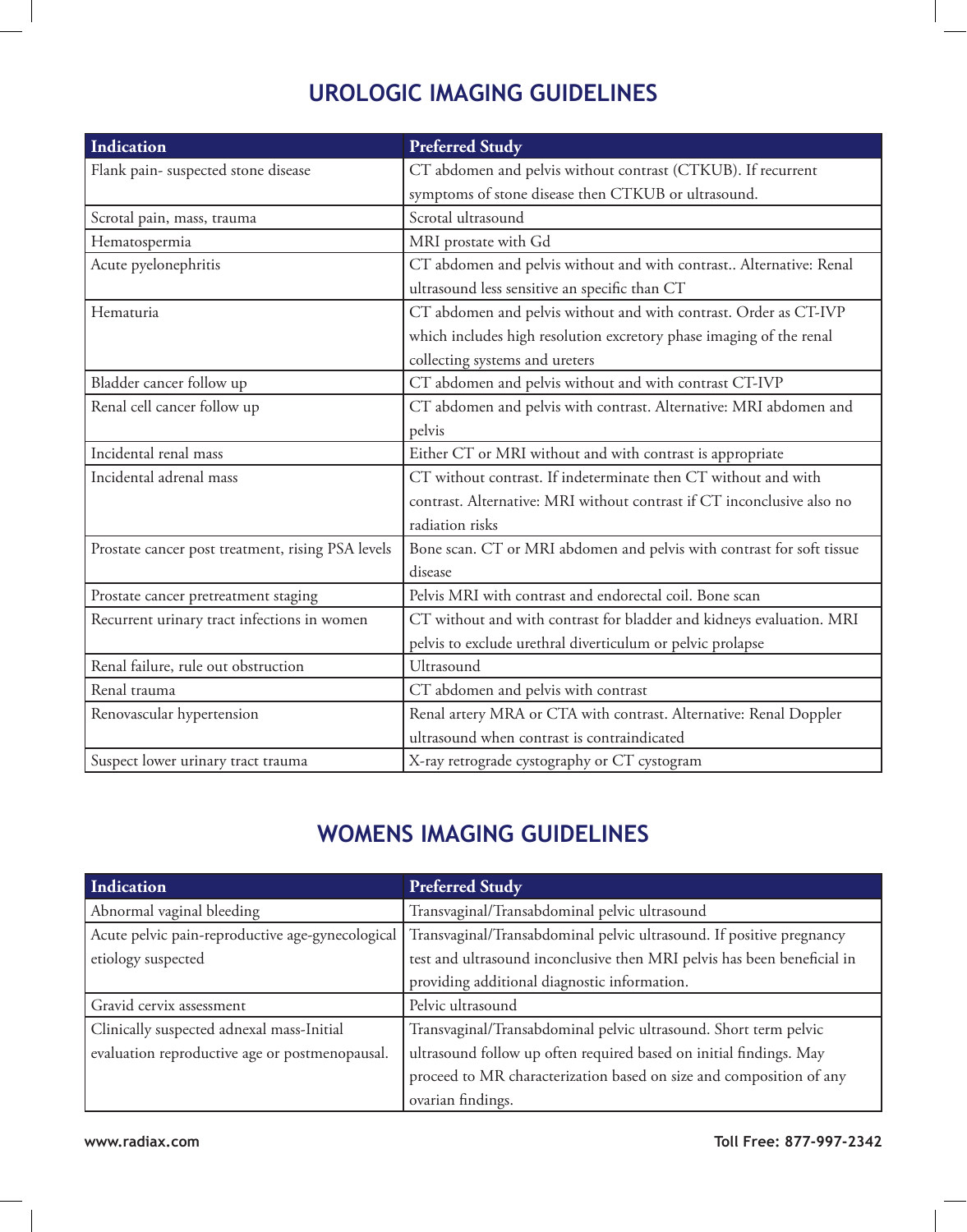## UROLOGIC IMAGING GUIDELINES

| Indication | Preferred Study |
|---|---|
| Flank pain- suspected stone disease | CT abdomen and pelvis without contrast (CTKUB). If recurrent symptoms of stone disease then CTKUB or ultrasound. |
| Scrotal pain, mass, trauma | Scrotal ultrasound |
| Hematospermia | MRI prostate with Gd |
| Acute pyelonephritis | CT abdomen and pelvis without and with contrast.. Alternative: Renal ultrasound less sensitive an specific than CT |
| Hematuria | CT abdomen and pelvis without and with contrast. Order as CT-IVP which includes high resolution excretory phase imaging of the renal collecting systems and ureters |
| Bladder cancer follow up | CT abdomen and pelvis without and with contrast CT-IVP |
| Renal cell cancer follow up | CT abdomen and pelvis with contrast. Alternative: MRI abdomen and pelvis |
| Incidental renal mass | Either CT or MRI without and with contrast is appropriate |
| Incidental adrenal mass | CT without contrast. If indeterminate then CT without and with contrast. Alternative: MRI without contrast if CT inconclusive also no radiation risks |
| Prostate cancer post treatment, rising PSA levels | Bone scan. CT or MRI abdomen and pelvis with contrast for soft tissue disease |
| Prostate cancer pretreatment staging | Pelvis MRI with contrast and endorectal coil. Bone scan |
| Recurrent urinary tract infections in women | CT without and with contrast for bladder and kidneys evaluation. MRI pelvis to exclude urethral diverticulum or pelvic prolapse |
| Renal failure, rule out obstruction | Ultrasound |
| Renal trauma | CT abdomen and pelvis with contrast |
| Renovascular hypertension | Renal artery MRA or CTA with contrast. Alternative: Renal Doppler ultrasound when contrast is contraindicated |
| Suspect lower urinary tract trauma | X-ray retrograde cystography or CT cystogram |

## WOMENS IMAGING GUIDELINES

| Indication | Preferred Study |
|---|---|
| Abnormal vaginal bleeding | Transvaginal/Transabdominal pelvic ultrasound |
| Acute pelvic pain-reproductive age-gynecological etiology suspected | Transvaginal/Transabdominal pelvic ultrasound. If positive pregnancy test and ultrasound inconclusive then MRI pelvis has been beneficial in providing additional diagnostic information. |
| Gravid cervix assessment | Pelvic ultrasound |
| Clinically suspected adnexal mass-Initial evaluation reproductive age or postmenopausal. | Transvaginal/Transabdominal pelvic ultrasound. Short term pelvic ultrasound follow up often required based on initial findings. May proceed to MR characterization based on size and composition of any ovarian findings. |

www.radiax.com Toll Free: 877-997-2342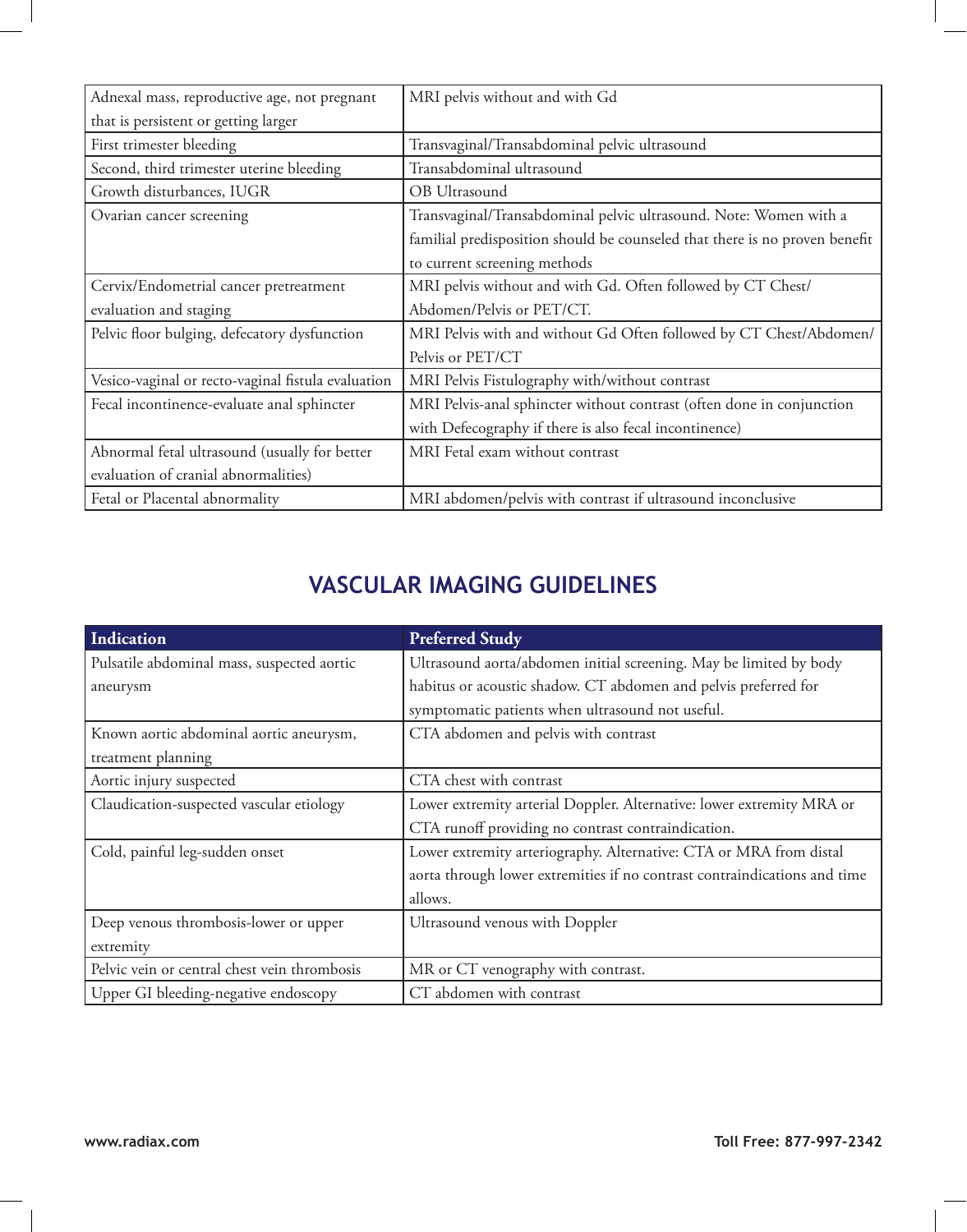| | |
|---|---|
| Adnexal mass, reproductive age, not pregnant that is persistent or getting larger | MRI pelvis without and with Gd |
| First trimester bleeding | Transvaginal/Transabdominal pelvic ultrasound |
| Second, third trimester uterine bleeding | Transabdominal ultrasound |
| Growth disturbances, IUGR | OB Ultrasound |
| Ovarian cancer screening | Transvaginal/Transabdominal pelvic ultrasound. Note: Women with a familial predisposition should be counseled that there is no proven benefit to current screening methods |
| Cervix/Endometrial cancer pretreatment evaluation and staging | MRI pelvis without and with Gd. Often followed by CT Chest/ Abdomen/Pelvis or PET/CT. |
| Pelvic floor bulging, defecatory dysfunction | MRI Pelvis with and without Gd Often followed by CT Chest/Abdomen/ Pelvis or PET/CT |
| Vesico-vaginal or recto-vaginal fistula evaluation | MRI Pelvis Fistulography with/without contrast |
| Fecal incontinence-evaluate anal sphincter | MRI Pelvis-anal sphincter without contrast (often done in conjunction with Defecography if there is also fecal incontinence) |
| Abnormal fetal ultrasound (usually for better evaluation of cranial abnormalities) | MRI Fetal exam without contrast |
| Fetal or Placental abnormality | MRI abdomen/pelvis with contrast if ultrasound inconclusive |

## VASCULAR IMAGING GUIDELINES

| Indication | Preferred Study |
|---|---|
| Pulsatile abdominal mass, suspected aortic aneurysm | Ultrasound aorta/abdomen initial screening. May be limited by body habitus or acoustic shadow. CT abdomen and pelvis preferred for symptomatic patients when ultrasound not useful. |
| Known aortic abdominal aortic aneurysm, treatment planning | CTA abdomen and pelvis with contrast |
| Aortic injury suspected | CTA chest with contrast |
| Claudication-suspected vascular etiology | Lower extremity arterial Doppler. Alternative: lower extremity MRA or CTA runoff providing no contrast contraindication. |
| Cold, painful leg-sudden onset | Lower extremity arteriography. Alternative: CTA or MRA from distal aorta through lower extremities if no contrast contraindications and time allows. |
| Deep venous thrombosis-lower or upper extremity | Ultrasound venous with Doppler |
| Pelvic vein or central chest vein thrombosis | MR or CT venography with contrast. |
| Upper GI bleeding-negative endoscopy | CT abdomen with contrast |

**www.radiax.com** **Toll Free: 877-997-2342**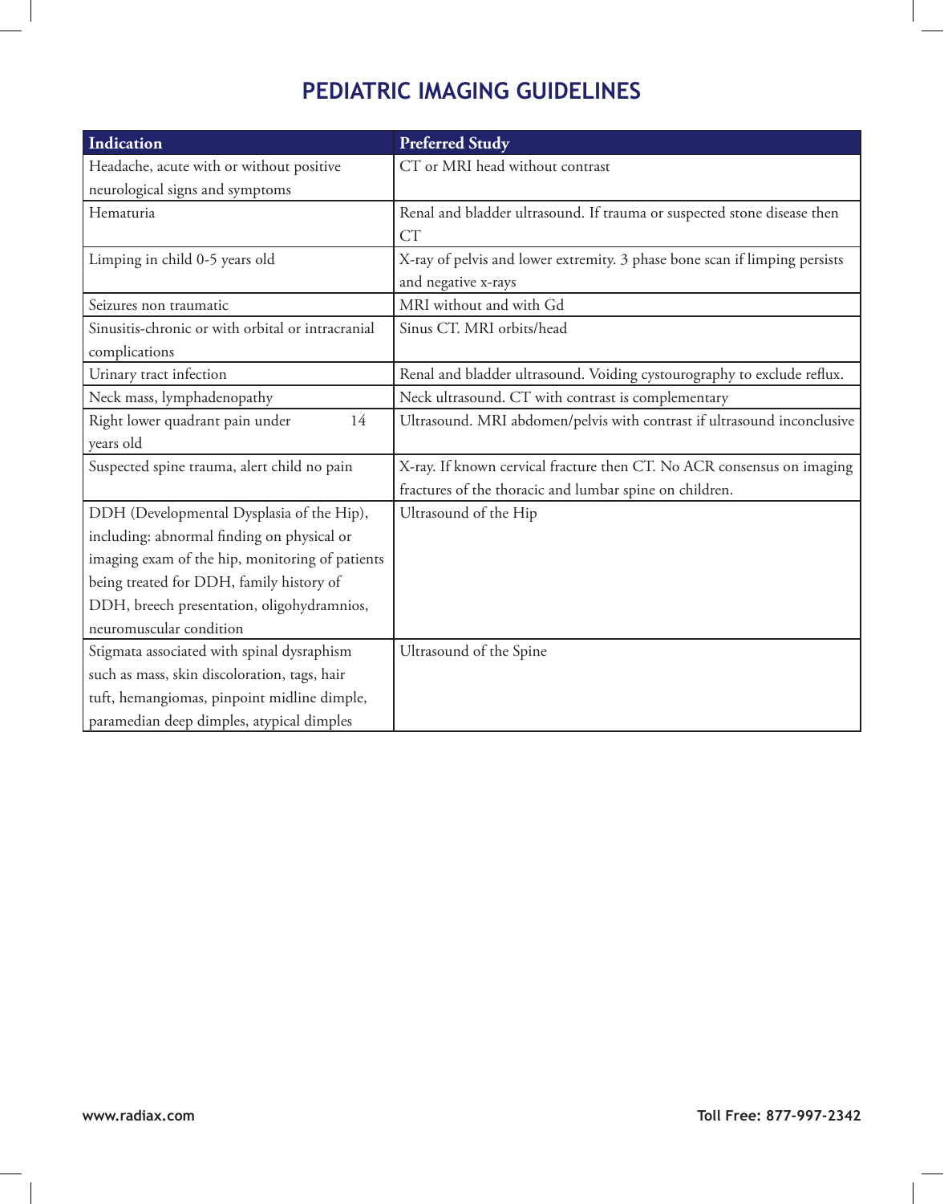# PEDIATRIC IMAGING GUIDELINES

| Indication | Preferred Study |
|---|---|
| Headache, acute with or without positive neurological signs and symptoms | CT or MRI head without contrast |
| Hematuria | Renal and bladder ultrasound. If trauma or suspected stone disease then CT |
| Limping in child 0-5 years old | X-ray of pelvis and lower extremity. 3 phase bone scan if limping persists and negative x-rays |
| Seizures non traumatic | MRI without and with Gd |
| Sinusitis-chronic or with orbital or intracranial complications | Sinus CT. MRI orbits/head |
| Urinary tract infection | Renal and bladder ultrasound. Voiding cystourography to exclude reflux. |
| Neck mass, lymphadenopathy | Neck ultrasound. CT with contrast is complementary |
| Right lower quadrant pain under 14 years old | Ultrasound. MRI abdomen/pelvis with contrast if ultrasound inconclusive |
| Suspected spine trauma, alert child no pain | X-ray. If known cervical fracture then CT. No ACR consensus on imaging fractures of the thoracic and lumbar spine on children. |
| DDH (Developmental Dysplasia of the Hip), including: abnormal finding on physical or imaging exam of the hip, monitoring of patients being treated for DDH, family history of DDH, breech presentation, oligohydramnios, neuromuscular condition | Ultrasound of the Hip |
| Stigmata associated with spinal dysraphism such as mass, skin discoloration, tags, hair tuft, hemangiomas, pinpoint midline dimple, paramedian deep dimples, atypical dimples | Ultrasound of the Spine |

www.radiax.com

Toll Free: 877-997-2342